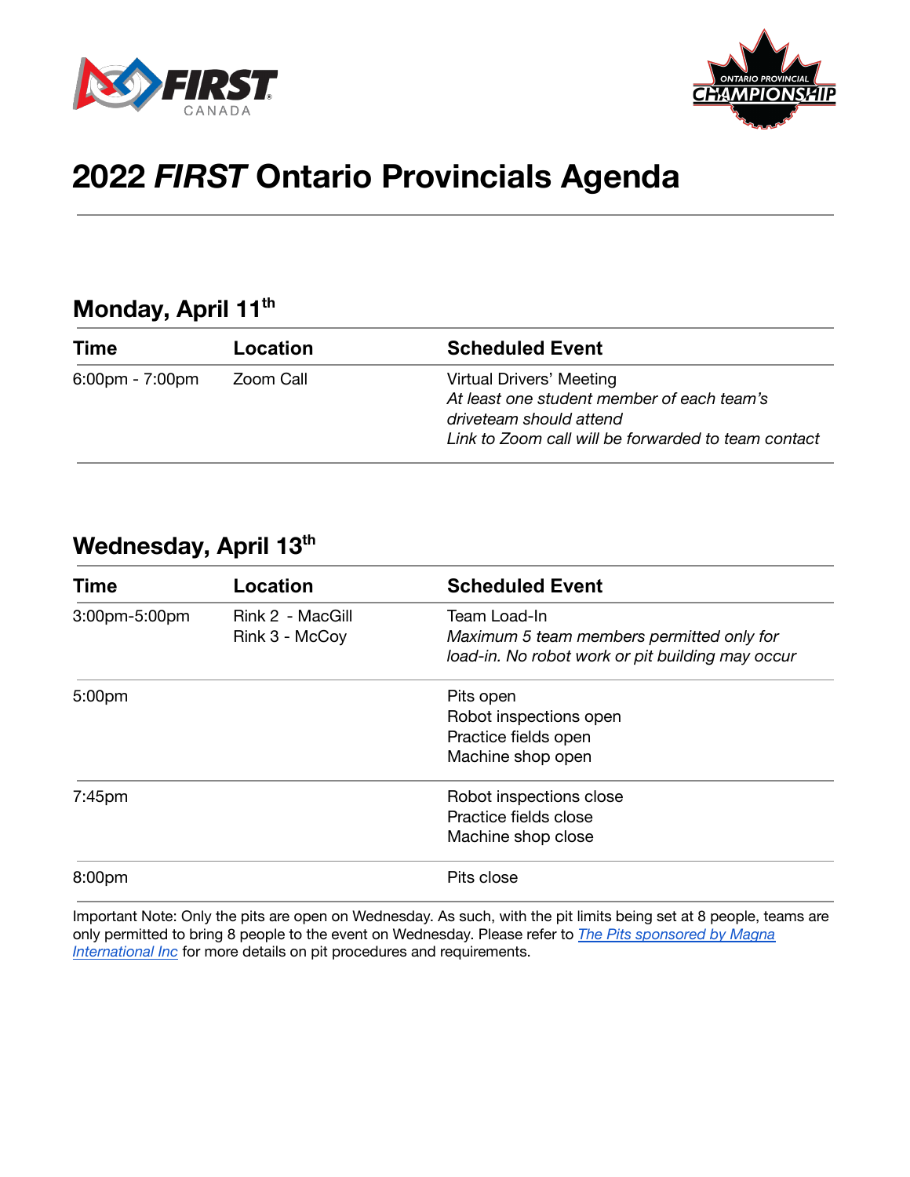# 2022 *FIRST* Ontario Provincials Agenda

## Monday, April 11th

| Time | Location | Scheduled Event |
|---|---|---|
| 6:00pm - 7:00pm | Zoom Call | Virtual Drivers' Meeting<br>*At least one student member of each team's driveteam should attend*<br>*Link to Zoom call will be forwarded to team contact* |

## Wednesday, April 13th

| Time | Location | Scheduled Event |
|---|---|---|
| 3:00pm-5:00pm | Rink 2 - MacGill<br>Rink 3 - McCoy | Team Load-In<br>*Maximum 5 team members permitted only for load-in. No robot work or pit building may occur* |
| 5:00pm | | Pits open<br>Robot inspections open<br>Practice fields open<br>Machine shop open |
| 7:45pm | | Robot inspections close<br>Practice fields close<br>Machine shop close |
| 8:00pm | | Pits close |

Important Note: Only the pits are open on Wednesday. As such, with the pit limits being set at 8 people, teams are only permitted to bring 8 people to the event on Wednesday. Please refer to *The Pits sponsored by Magna International Inc* for more details on pit procedures and requirements.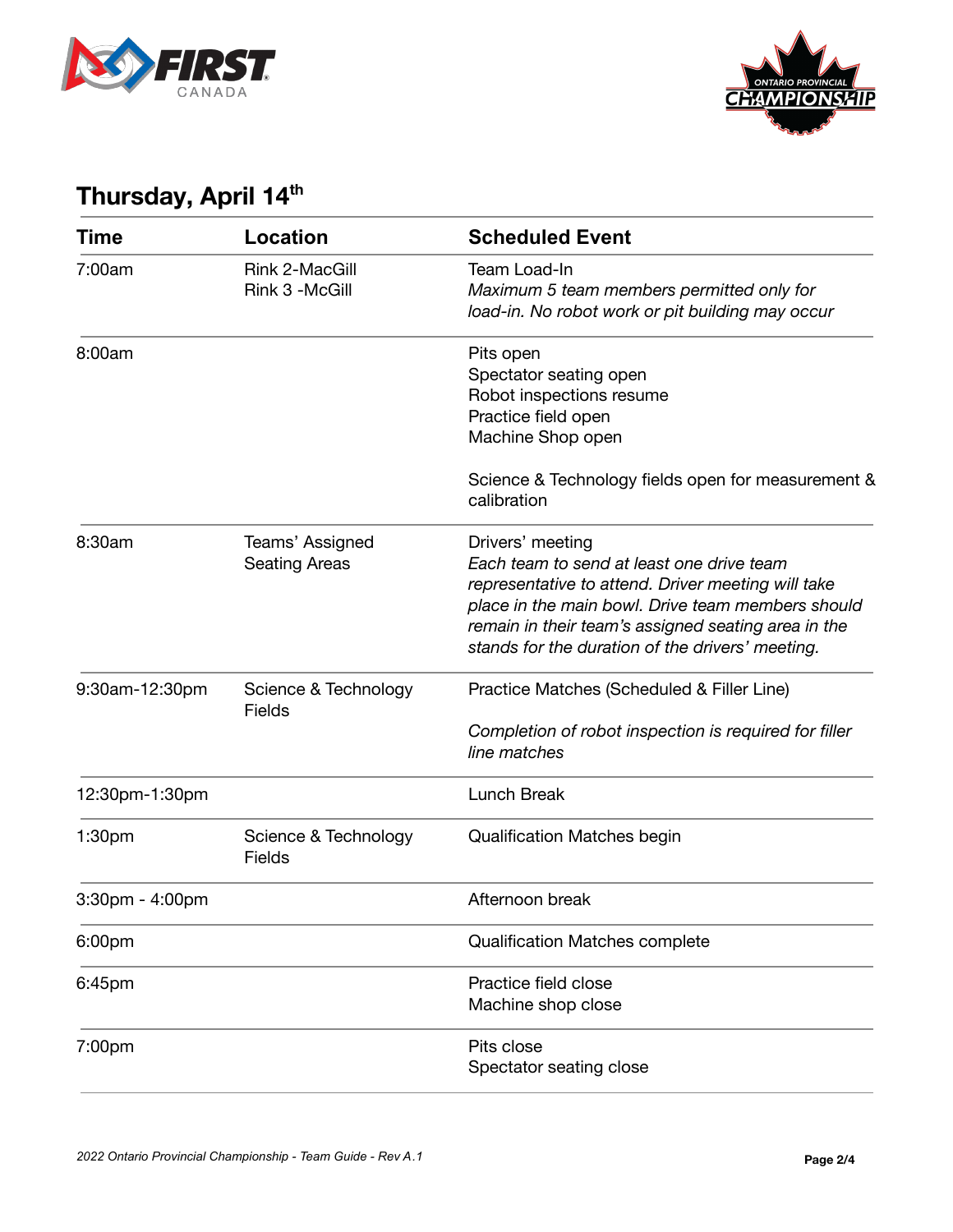## Thursday, April 14th

| Time | Location | Scheduled Event |
| --- | --- | --- |
| 7:00am | Rink 2-MacGill<br>Rink 3 -McGill | Team Load-In<br>*Maximum 5 team members permitted only for load-in. No robot work or pit building may occur* |
| 8:00am | | Pits open<br>Spectator seating open<br>Robot inspections resume<br>Practice field open<br>Machine Shop open<br><br>Science & Technology fields open for measurement & calibration |
| 8:30am | Teams' Assigned Seating Areas | Drivers' meeting<br>*Each team to send at least one drive team representative to attend. Driver meeting will take place in the main bowl. Drive team members should remain in their team's assigned seating area in the stands for the duration of the drivers' meeting.* |
| 9:30am-12:30pm | Science & Technology Fields | Practice Matches (Scheduled & Filler Line)<br><br>*Completion of robot inspection is required for filler line matches* |
| 12:30pm-1:30pm | | Lunch Break |
| 1:30pm | Science & Technology Fields | Qualification Matches begin |
| 3:30pm - 4:00pm | | Afternoon break |
| 6:00pm | | Qualification Matches complete |
| 6:45pm | | Practice field close<br>Machine shop close |
| 7:00pm | | Pits close<br>Spectator seating close |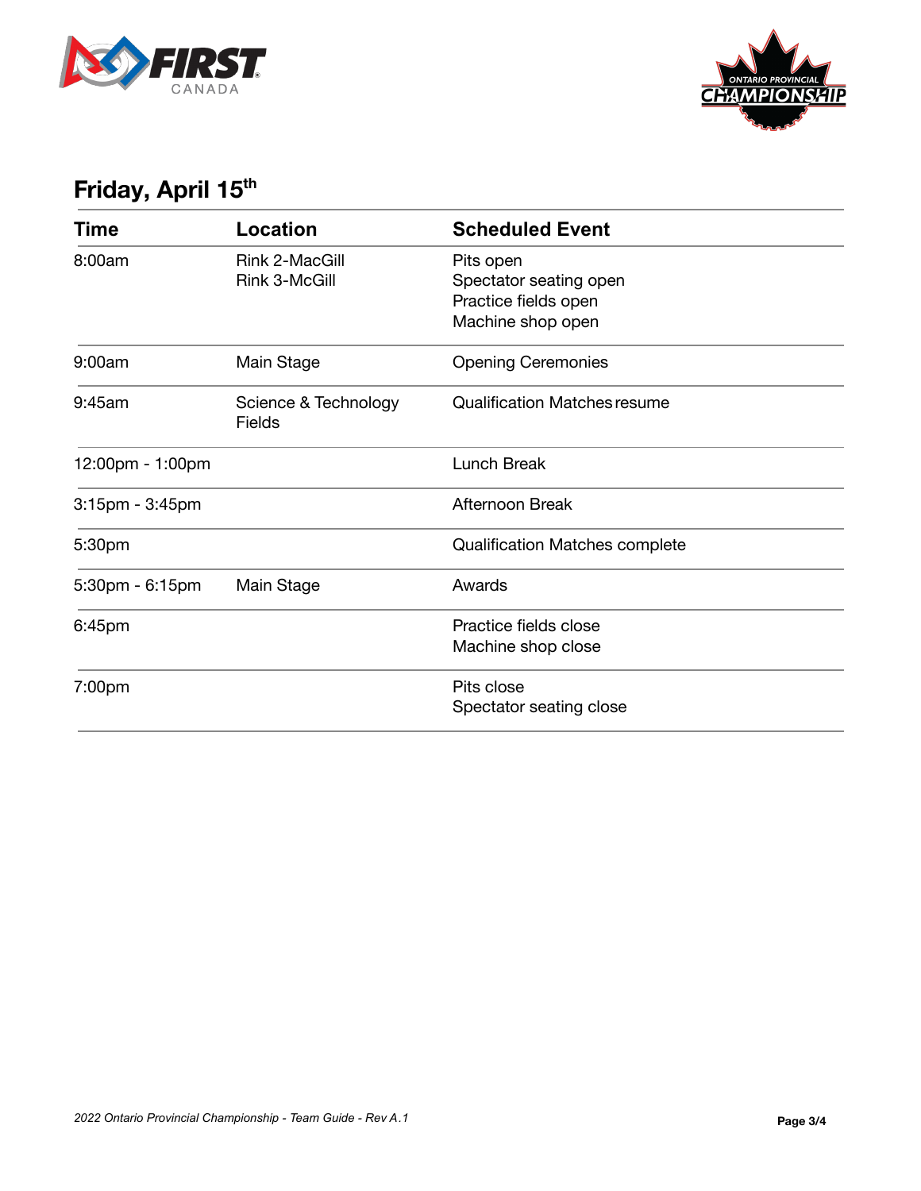## Friday, April 15th

| Time | Location | Scheduled Event |
| --- | --- | --- |
| 8:00am | Rink 2-MacGill<br>Rink 3-McGill | Pits open<br>Spectator seating open<br>Practice fields open<br>Machine shop open |
| 9:00am | Main Stage | Opening Ceremonies |
| 9:45am | Science & Technology Fields | Qualification Matches resume |
| 12:00pm - 1:00pm | | Lunch Break |
| 3:15pm - 3:45pm | | Afternoon Break |
| 5:30pm | | Qualification Matches complete |
| 5:30pm - 6:15pm | Main Stage | Awards |
| 6:45pm | | Practice fields close<br>Machine shop close |
| 7:00pm | | Pits close<br>Spectator seating close |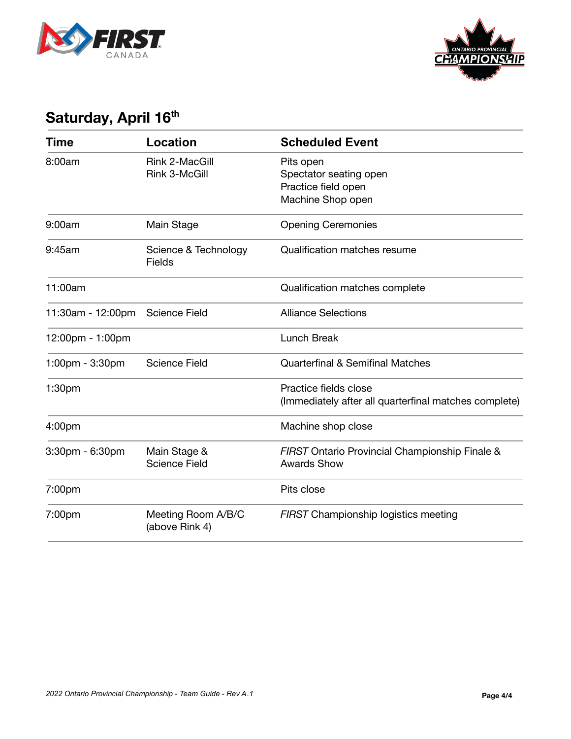## Saturday, April 16th

| Time | Location | Scheduled Event |
|---|---|---|
| 8:00am | Rink 2-MacGill<br>Rink 3-McGill | Pits open<br>Spectator seating open<br>Practice field open<br>Machine Shop open |
| 9:00am | Main Stage | Opening Ceremonies |
| 9:45am | Science & Technology Fields | Qualification matches resume |
| 11:00am | | Qualification matches complete |
| 11:30am - 12:00pm | Science Field | Alliance Selections |
| 12:00pm - 1:00pm | | Lunch Break |
| 1:00pm - 3:30pm | Science Field | Quarterfinal & Semifinal Matches |
| 1:30pm | | Practice fields close<br>(Immediately after all quarterfinal matches complete) |
| 4:00pm | | Machine shop close |
| 3:30pm - 6:30pm | Main Stage & Science Field | *FIRST* Ontario Provincial Championship Finale & Awards Show |
| 7:00pm | | Pits close |
| 7:00pm | Meeting Room A/B/C (above Rink 4) | *FIRST* Championship logistics meeting |